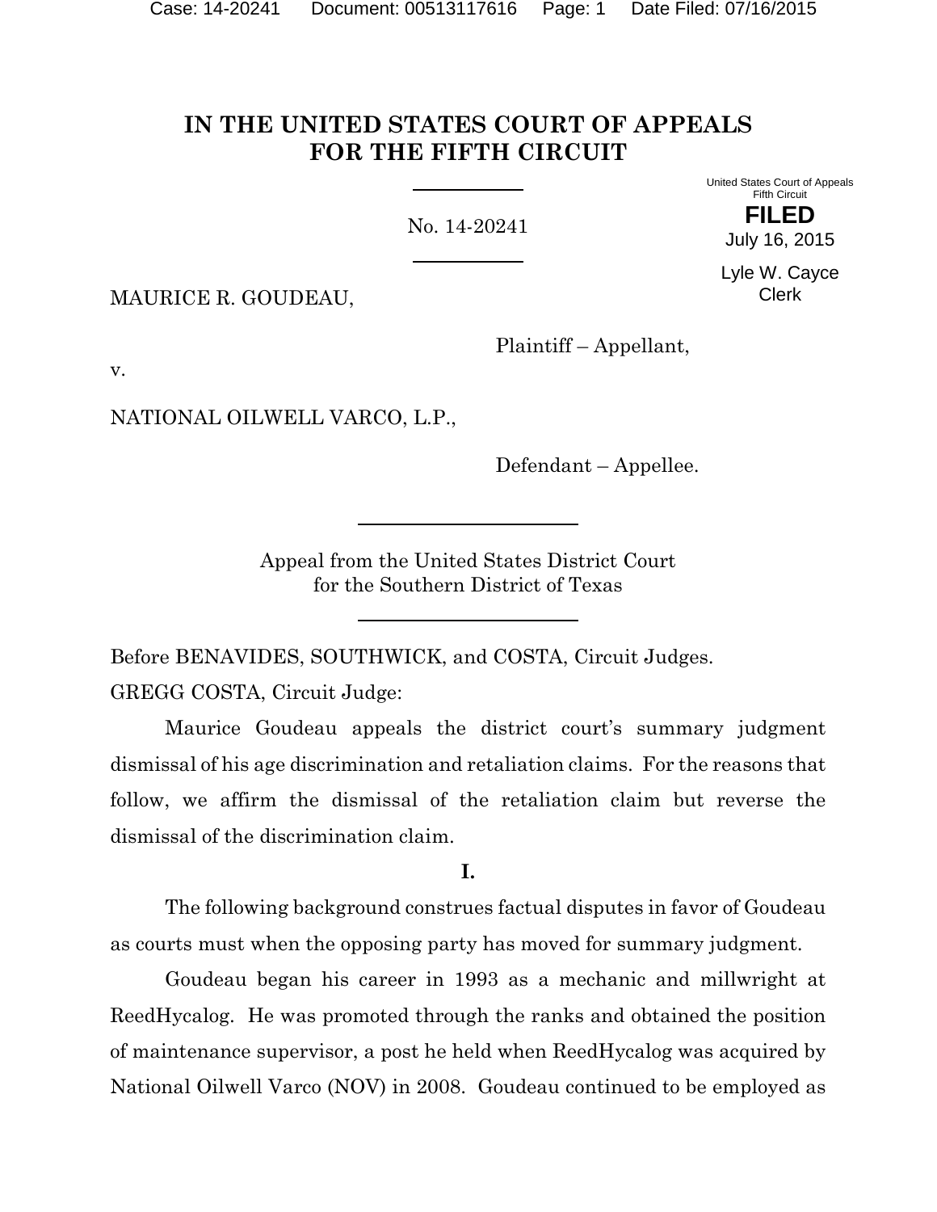# IN THE UNITED STATES COURT OF APPEALS FOR THE FIFTH CIRCUIT

No. 14-20241

United States Court of Appeals
Fifth Circuit

**FILED**

July 16, 2015

Lyle W. Cayce
Clerk

MAURICE R. GOUDEAU,

Plaintiff – Appellant,

v.

NATIONAL OILWELL VARCO, L.P.,

Defendant – Appellee.

Appeal from the United States District Court
for the Southern District of Texas

Before BENAVIDES, SOUTHWICK, and COSTA, Circuit Judges.

GREGG COSTA, Circuit Judge:

Maurice Goudeau appeals the district court's summary judgment dismissal of his age discrimination and retaliation claims. For the reasons that follow, we affirm the dismissal of the retaliation claim but reverse the dismissal of the discrimination claim.

**I.**

The following background construes factual disputes in favor of Goudeau as courts must when the opposing party has moved for summary judgment.

Goudeau began his career in 1993 as a mechanic and millwright at ReedHycalog. He was promoted through the ranks and obtained the position of maintenance supervisor, a post he held when ReedHycalog was acquired by National Oilwell Varco (NOV) in 2008. Goudeau continued to be employed as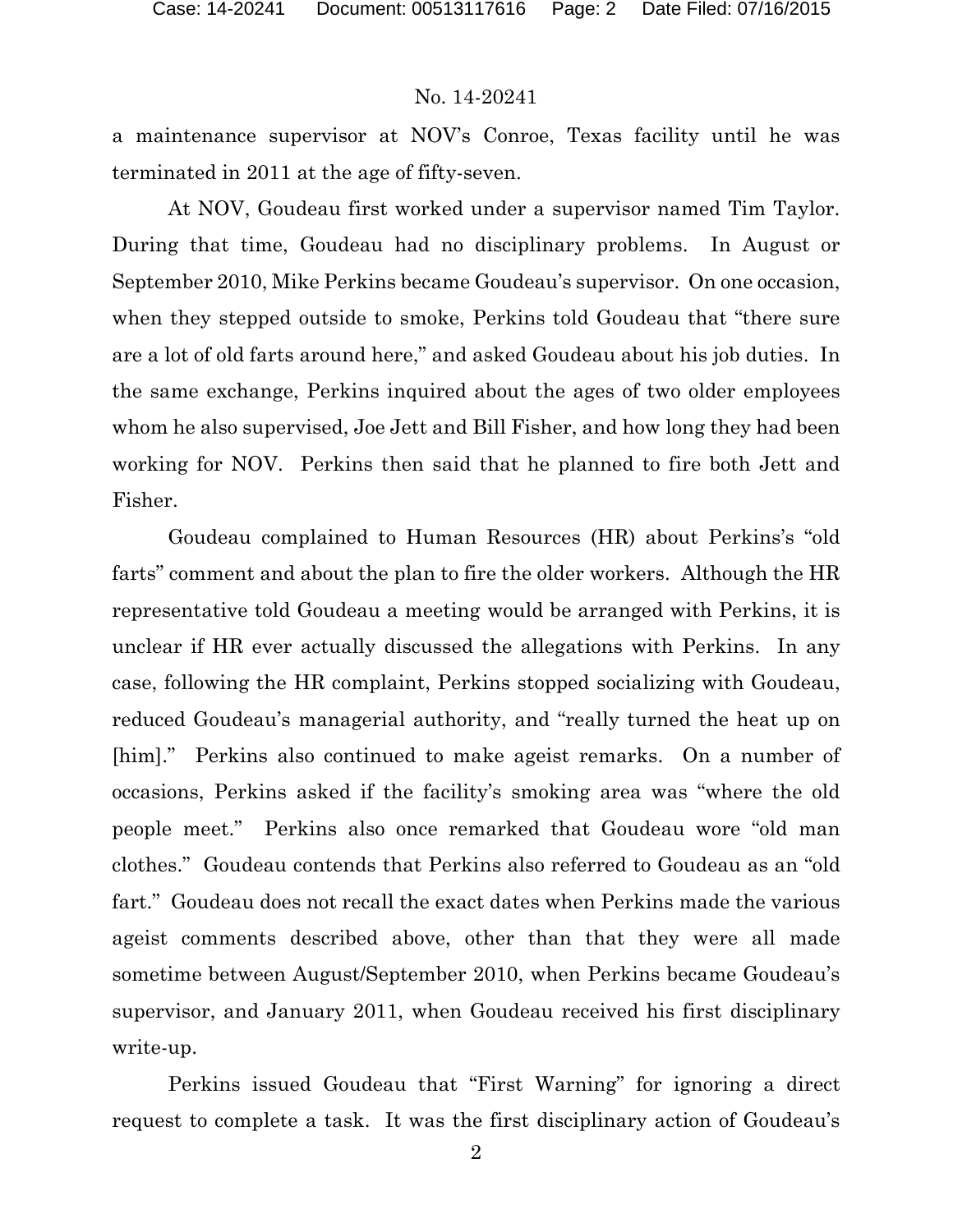a maintenance supervisor at NOV's Conroe, Texas facility until he was terminated in 2011 at the age of fifty-seven.

At NOV, Goudeau first worked under a supervisor named Tim Taylor. During that time, Goudeau had no disciplinary problems. In August or September 2010, Mike Perkins became Goudeau's supervisor. On one occasion, when they stepped outside to smoke, Perkins told Goudeau that "there sure are a lot of old farts around here," and asked Goudeau about his job duties. In the same exchange, Perkins inquired about the ages of two older employees whom he also supervised, Joe Jett and Bill Fisher, and how long they had been working for NOV. Perkins then said that he planned to fire both Jett and Fisher.

Goudeau complained to Human Resources (HR) about Perkins's "old farts" comment and about the plan to fire the older workers. Although the HR representative told Goudeau a meeting would be arranged with Perkins, it is unclear if HR ever actually discussed the allegations with Perkins. In any case, following the HR complaint, Perkins stopped socializing with Goudeau, reduced Goudeau's managerial authority, and "really turned the heat up on [him]." Perkins also continued to make ageist remarks. On a number of occasions, Perkins asked if the facility's smoking area was "where the old people meet." Perkins also once remarked that Goudeau wore "old man clothes." Goudeau contends that Perkins also referred to Goudeau as an "old fart." Goudeau does not recall the exact dates when Perkins made the various ageist comments described above, other than that they were all made sometime between August/September 2010, when Perkins became Goudeau's supervisor, and January 2011, when Goudeau received his first disciplinary write-up.

Perkins issued Goudeau that "First Warning" for ignoring a direct request to complete a task. It was the first disciplinary action of Goudeau's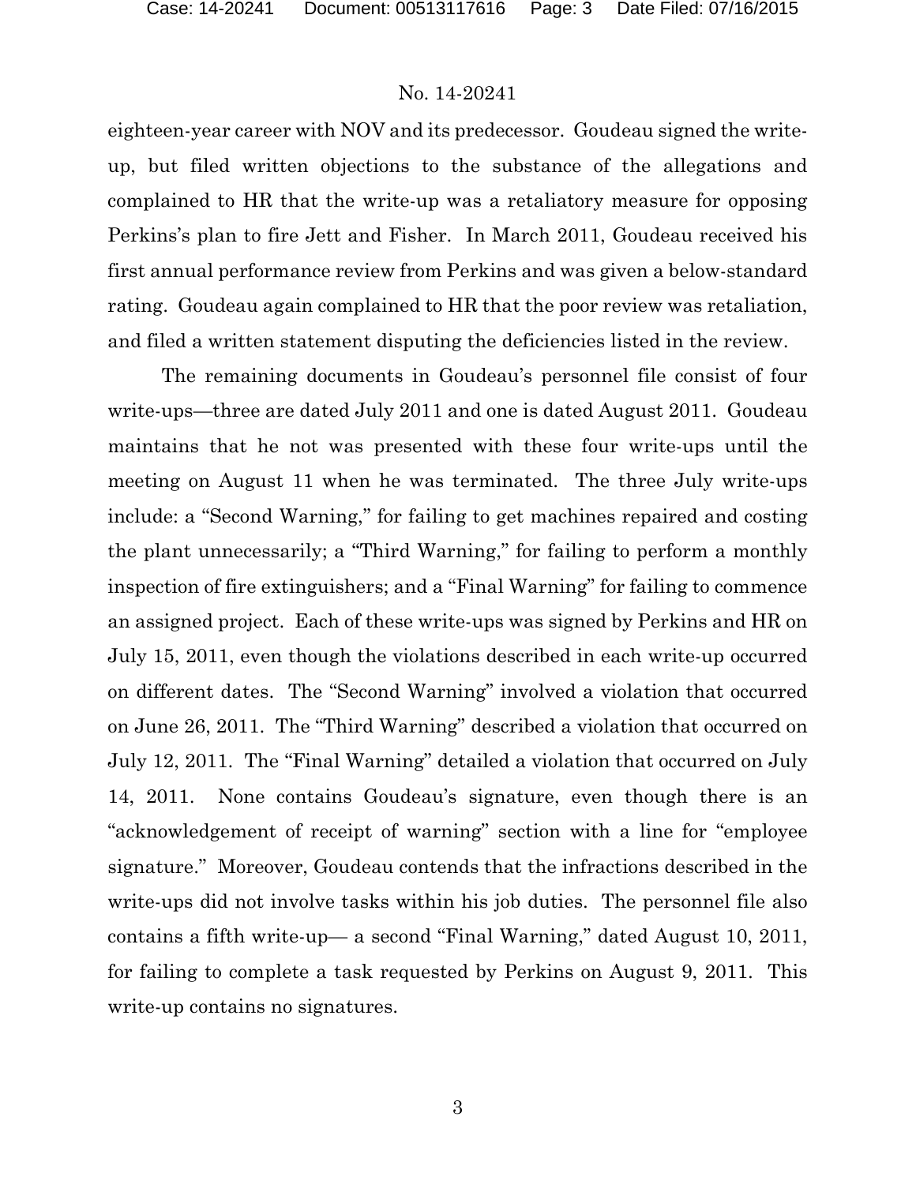eighteen-year career with NOV and its predecessor. Goudeau signed the write-up, but filed written objections to the substance of the allegations and complained to HR that the write-up was a retaliatory measure for opposing Perkins's plan to fire Jett and Fisher. In March 2011, Goudeau received his first annual performance review from Perkins and was given a below-standard rating. Goudeau again complained to HR that the poor review was retaliation, and filed a written statement disputing the deficiencies listed in the review.

The remaining documents in Goudeau's personnel file consist of four write-ups—three are dated July 2011 and one is dated August 2011. Goudeau maintains that he not was presented with these four write-ups until the meeting on August 11 when he was terminated. The three July write-ups include: a "Second Warning," for failing to get machines repaired and costing the plant unnecessarily; a "Third Warning," for failing to perform a monthly inspection of fire extinguishers; and a "Final Warning" for failing to commence an assigned project. Each of these write-ups was signed by Perkins and HR on July 15, 2011, even though the violations described in each write-up occurred on different dates. The "Second Warning" involved a violation that occurred on June 26, 2011. The "Third Warning" described a violation that occurred on July 12, 2011. The "Final Warning" detailed a violation that occurred on July 14, 2011. None contains Goudeau's signature, even though there is an "acknowledgement of receipt of warning" section with a line for "employee signature." Moreover, Goudeau contends that the infractions described in the write-ups did not involve tasks within his job duties. The personnel file also contains a fifth write-up— a second "Final Warning," dated August 10, 2011, for failing to complete a task requested by Perkins on August 9, 2011. This write-up contains no signatures.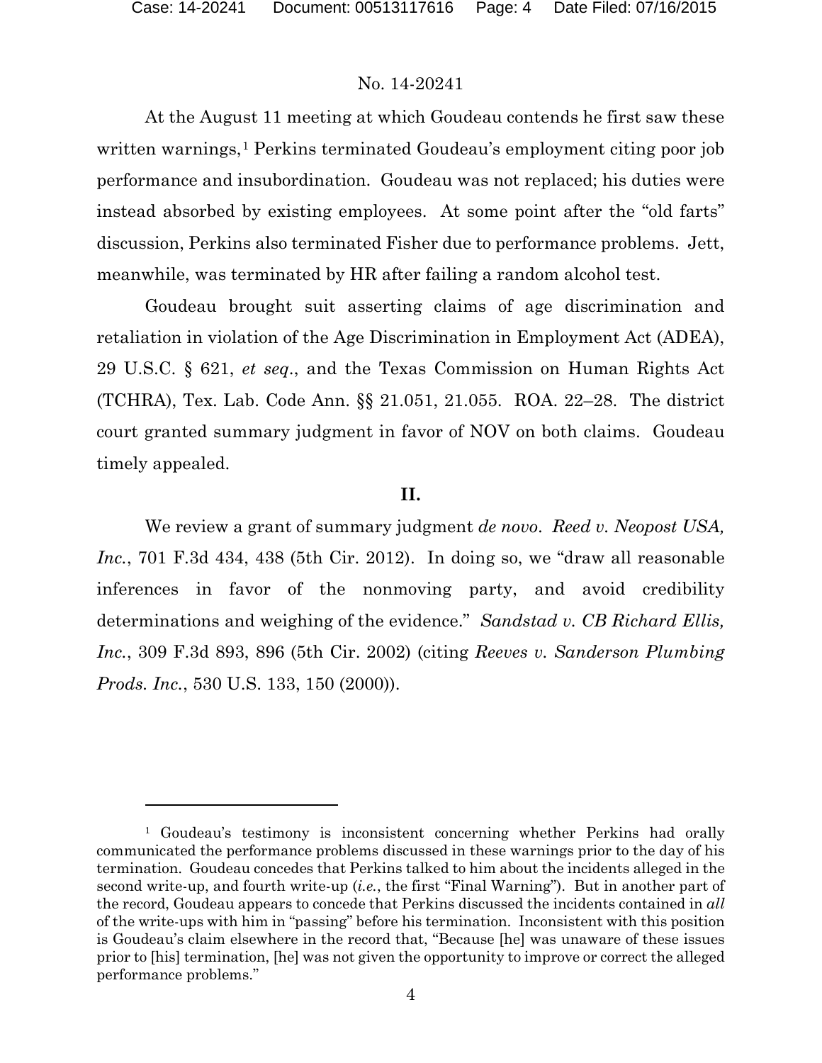At the August 11 meeting at which Goudeau contends he first saw these written warnings,[1] Perkins terminated Goudeau's employment citing poor job performance and insubordination. Goudeau was not replaced; his duties were instead absorbed by existing employees. At some point after the "old farts" discussion, Perkins also terminated Fisher due to performance problems. Jett, meanwhile, was terminated by HR after failing a random alcohol test.

Goudeau brought suit asserting claims of age discrimination and retaliation in violation of the Age Discrimination in Employment Act (ADEA), 29 U.S.C. § 621, *et seq*., and the Texas Commission on Human Rights Act (TCHRA), Tex. Lab. Code Ann. §§ 21.051, 21.055. ROA. 22–28. The district court granted summary judgment in favor of NOV on both claims. Goudeau timely appealed.

**II.**

We review a grant of summary judgment *de novo*. *Reed v. Neopost USA, Inc.*, 701 F.3d 434, 438 (5th Cir. 2012). In doing so, we "draw all reasonable inferences in favor of the nonmoving party, and avoid credibility determinations and weighing of the evidence." *Sandstad v. CB Richard Ellis, Inc.*, 309 F.3d 893, 896 (5th Cir. 2002) (citing *Reeves v. Sanderson Plumbing Prods. Inc.*, 530 U.S. 133, 150 (2000)).

---

[1] Goudeau's testimony is inconsistent concerning whether Perkins had orally communicated the performance problems discussed in these warnings prior to the day of his termination. Goudeau concedes that Perkins talked to him about the incidents alleged in the second write-up, and fourth write-up (*i.e.*, the first "Final Warning"). But in another part of the record, Goudeau appears to concede that Perkins discussed the incidents contained in *all* of the write-ups with him in "passing" before his termination. Inconsistent with this position is Goudeau's claim elsewhere in the record that, "Because [he] was unaware of these issues prior to [his] termination, [he] was not given the opportunity to improve or correct the alleged performance problems."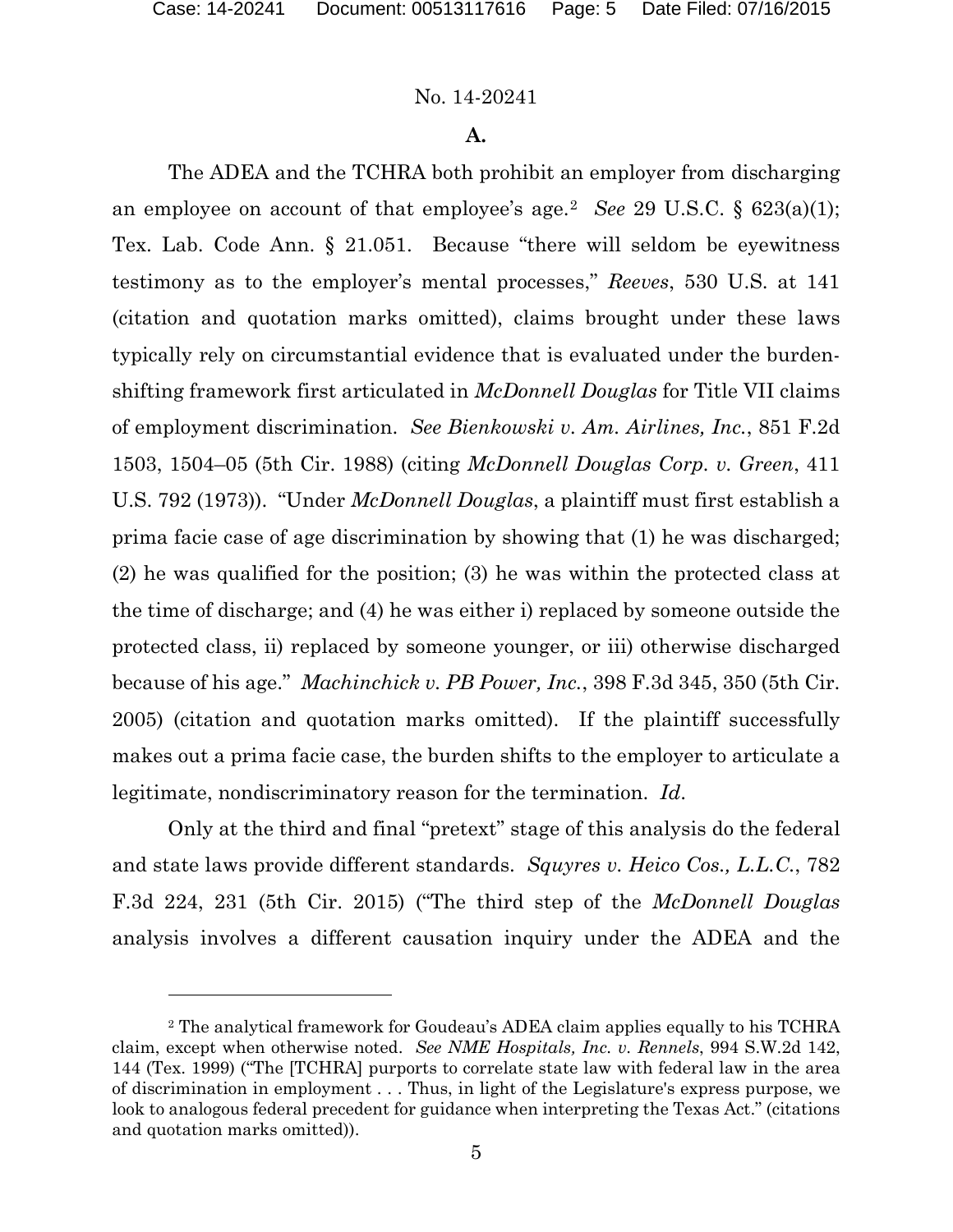**A.**

The ADEA and the TCHRA both prohibit an employer from discharging an employee on account of that employee's age.[2] *See* 29 U.S.C. § 623(a)(1); Tex. Lab. Code Ann. § 21.051. Because "there will seldom be eyewitness testimony as to the employer's mental processes," *Reeves*, 530 U.S. at 141 (citation and quotation marks omitted), claims brought under these laws typically rely on circumstantial evidence that is evaluated under the burden-shifting framework first articulated in *McDonnell Douglas* for Title VII claims of employment discrimination. *See Bienkowski v. Am. Airlines, Inc.*, 851 F.2d 1503, 1504–05 (5th Cir. 1988) (citing *McDonnell Douglas Corp. v. Green*, 411 U.S. 792 (1973)). "Under *McDonnell Douglas*, a plaintiff must first establish a prima facie case of age discrimination by showing that (1) he was discharged; (2) he was qualified for the position; (3) he was within the protected class at the time of discharge; and (4) he was either i) replaced by someone outside the protected class, ii) replaced by someone younger, or iii) otherwise discharged because of his age." *Machinchick v. PB Power, Inc.*, 398 F.3d 345, 350 (5th Cir. 2005) (citation and quotation marks omitted). If the plaintiff successfully makes out a prima facie case, the burden shifts to the employer to articulate a legitimate, nondiscriminatory reason for the termination. *Id*.

Only at the third and final "pretext" stage of this analysis do the federal and state laws provide different standards. *Squyres v. Heico Cos., L.L.C.*, 782 F.3d 224, 231 (5th Cir. 2015) ("The third step of the *McDonnell Douglas* analysis involves a different causation inquiry under the ADEA and the

---

[2] The analytical framework for Goudeau's ADEA claim applies equally to his TCHRA claim, except when otherwise noted. *See NME Hospitals, Inc. v. Rennels*, 994 S.W.2d 142, 144 (Tex. 1999) ("The [TCHRA] purports to correlate state law with federal law in the area of discrimination in employment . . . Thus, in light of the Legislature's express purpose, we look to analogous federal precedent for guidance when interpreting the Texas Act." (citations and quotation marks omitted)).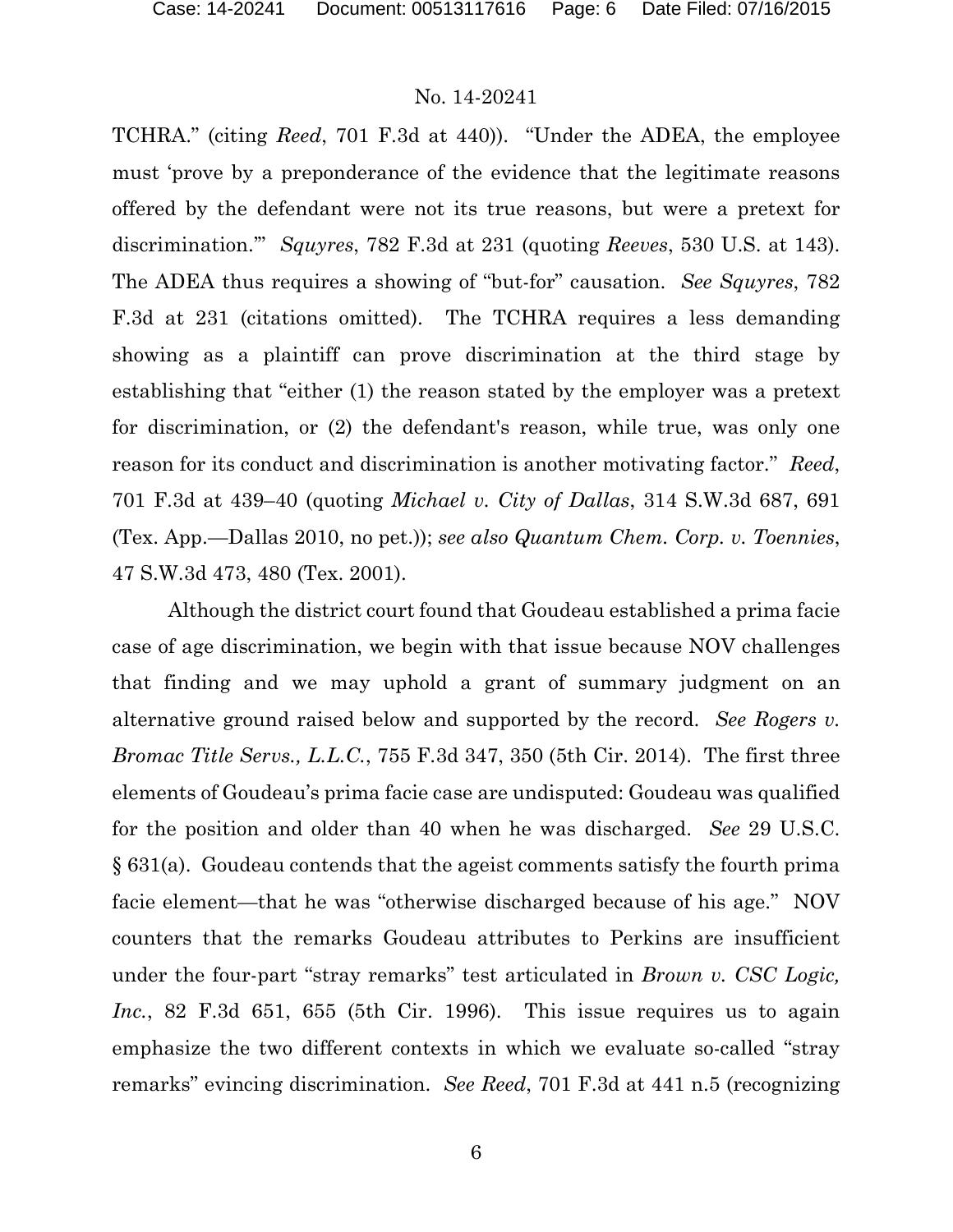TCHRA." (citing *Reed*, 701 F.3d at 440)). "Under the ADEA, the employee must 'prove by a preponderance of the evidence that the legitimate reasons offered by the defendant were not its true reasons, but were a pretext for discrimination.'" *Squyres*, 782 F.3d at 231 (quoting *Reeves*, 530 U.S. at 143). The ADEA thus requires a showing of "but-for" causation. *See Squyres*, 782 F.3d at 231 (citations omitted). The TCHRA requires a less demanding showing as a plaintiff can prove discrimination at the third stage by establishing that "either (1) the reason stated by the employer was a pretext for discrimination, or (2) the defendant's reason, while true, was only one reason for its conduct and discrimination is another motivating factor." *Reed*, 701 F.3d at 439–40 (quoting *Michael v. City of Dallas*, 314 S.W.3d 687, 691 (Tex. App.—Dallas 2010, no pet.)); *see also Quantum Chem. Corp. v. Toennies*, 47 S.W.3d 473, 480 (Tex. 2001).

Although the district court found that Goudeau established a prima facie case of age discrimination, we begin with that issue because NOV challenges that finding and we may uphold a grant of summary judgment on an alternative ground raised below and supported by the record. *See Rogers v. Bromac Title Servs., L.L.C.*, 755 F.3d 347, 350 (5th Cir. 2014). The first three elements of Goudeau's prima facie case are undisputed: Goudeau was qualified for the position and older than 40 when he was discharged. *See* 29 U.S.C. § 631(a). Goudeau contends that the ageist comments satisfy the fourth prima facie element—that he was "otherwise discharged because of his age." NOV counters that the remarks Goudeau attributes to Perkins are insufficient under the four-part "stray remarks" test articulated in *Brown v. CSC Logic, Inc.*, 82 F.3d 651, 655 (5th Cir. 1996). This issue requires us to again emphasize the two different contexts in which we evaluate so-called "stray remarks" evincing discrimination. *See Reed*, 701 F.3d at 441 n.5 (recognizing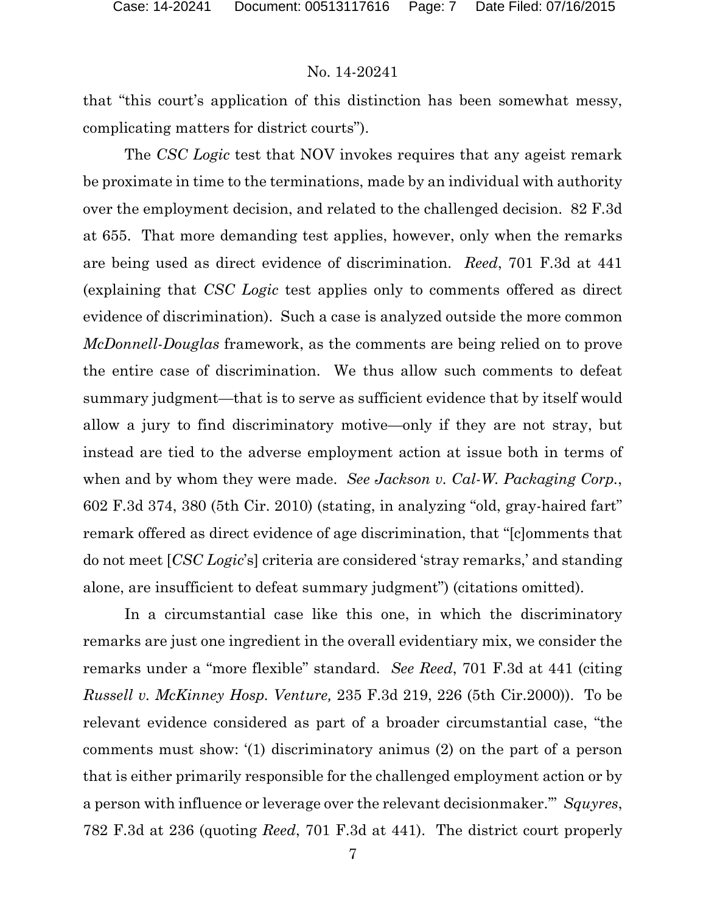that "this court's application of this distinction has been somewhat messy, complicating matters for district courts").

The *CSC Logic* test that NOV invokes requires that any ageist remark be proximate in time to the terminations, made by an individual with authority over the employment decision, and related to the challenged decision. 82 F.3d at 655. That more demanding test applies, however, only when the remarks are being used as direct evidence of discrimination. *Reed*, 701 F.3d at 441 (explaining that *CSC Logic* test applies only to comments offered as direct evidence of discrimination). Such a case is analyzed outside the more common *McDonnell-Douglas* framework, as the comments are being relied on to prove the entire case of discrimination. We thus allow such comments to defeat summary judgment—that is to serve as sufficient evidence that by itself would allow a jury to find discriminatory motive—only if they are not stray, but instead are tied to the adverse employment action at issue both in terms of when and by whom they were made. *See Jackson v. Cal-W. Packaging Corp.*, 602 F.3d 374, 380 (5th Cir. 2010) (stating, in analyzing "old, gray-haired fart" remark offered as direct evidence of age discrimination, that "[c]omments that do not meet [*CSC Logic*'s] criteria are considered 'stray remarks,' and standing alone, are insufficient to defeat summary judgment") (citations omitted).

In a circumstantial case like this one, in which the discriminatory remarks are just one ingredient in the overall evidentiary mix, we consider the remarks under a "more flexible" standard. *See Reed*, 701 F.3d at 441 (citing *Russell v. McKinney Hosp. Venture,* 235 F.3d 219, 226 (5th Cir.2000)). To be relevant evidence considered as part of a broader circumstantial case, "the comments must show: '(1) discriminatory animus (2) on the part of a person that is either primarily responsible for the challenged employment action or by a person with influence or leverage over the relevant decisionmaker.'" *Squyres*, 782 F.3d at 236 (quoting *Reed*, 701 F.3d at 441). The district court properly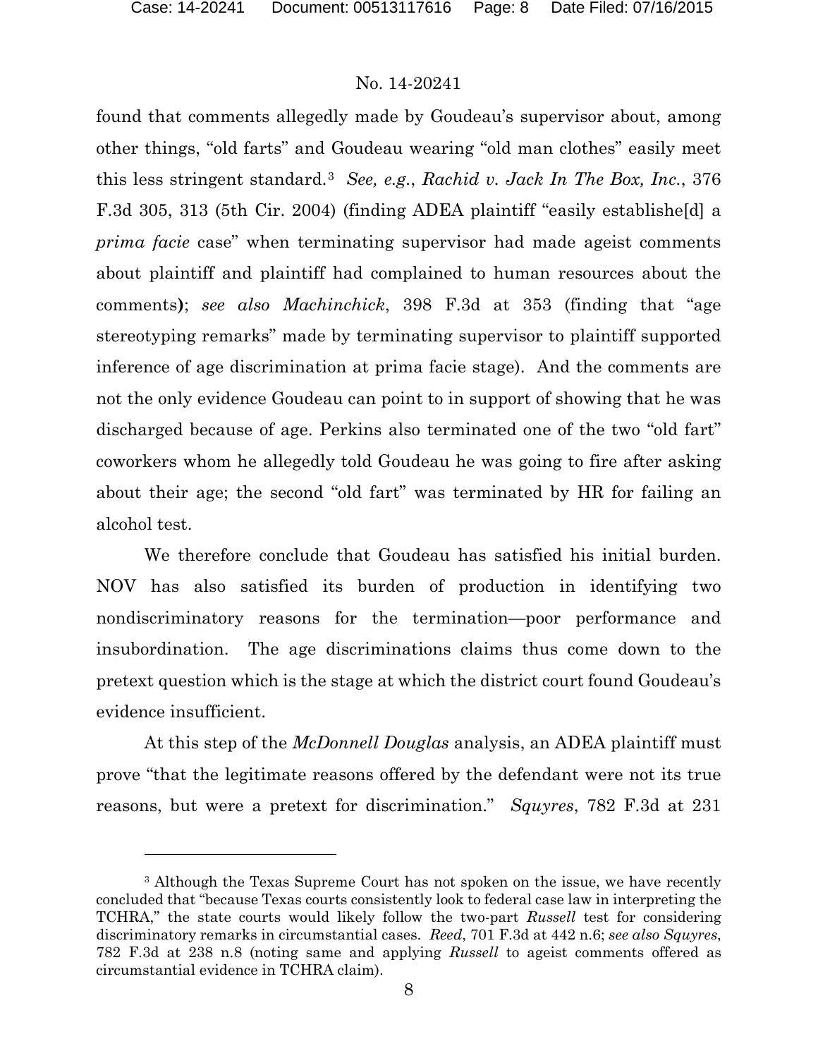found that comments allegedly made by Goudeau's supervisor about, among other things, "old farts" and Goudeau wearing "old man clothes" easily meet this less stringent standard.[3] *See, e.g.*, *Rachid v. Jack In The Box, Inc.*, 376 F.3d 305, 313 (5th Cir. 2004) (finding ADEA plaintiff "easily establishe[d] a *prima facie* case" when terminating supervisor had made ageist comments about plaintiff and plaintiff had complained to human resources about the comments**)**; *see also Machinchick*, 398 F.3d at 353 (finding that "age stereotyping remarks" made by terminating supervisor to plaintiff supported inference of age discrimination at prima facie stage). And the comments are not the only evidence Goudeau can point to in support of showing that he was discharged because of age. Perkins also terminated one of the two "old fart" coworkers whom he allegedly told Goudeau he was going to fire after asking about their age; the second "old fart" was terminated by HR for failing an alcohol test.

We therefore conclude that Goudeau has satisfied his initial burden. NOV has also satisfied its burden of production in identifying two nondiscriminatory reasons for the termination—poor performance and insubordination. The age discriminations claims thus come down to the pretext question which is the stage at which the district court found Goudeau's evidence insufficient.

At this step of the *McDonnell Douglas* analysis, an ADEA plaintiff must prove "that the legitimate reasons offered by the defendant were not its true reasons, but were a pretext for discrimination." *Squyres*, 782 F.3d at 231

---

[3] Although the Texas Supreme Court has not spoken on the issue, we have recently concluded that "because Texas courts consistently look to federal case law in interpreting the TCHRA," the state courts would likely follow the two-part *Russell* test for considering discriminatory remarks in circumstantial cases. *Reed*, 701 F.3d at 442 n.6; *see also Squyres*, 782 F.3d at 238 n.8 (noting same and applying *Russell* to ageist comments offered as circumstantial evidence in TCHRA claim).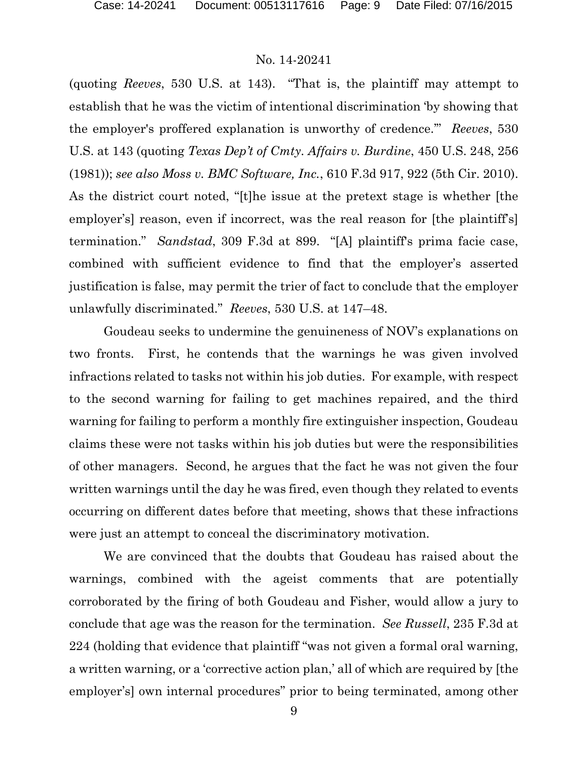(quoting *Reeves*, 530 U.S. at 143). "That is, the plaintiff may attempt to establish that he was the victim of intentional discrimination 'by showing that the employer's proffered explanation is unworthy of credence.'" *Reeves*, 530 U.S. at 143 (quoting *Texas Dep't of Cmty. Affairs v. Burdine*, 450 U.S. 248, 256 (1981)); *see also Moss v. BMC Software, Inc.*, 610 F.3d 917, 922 (5th Cir. 2010). As the district court noted, "[t]he issue at the pretext stage is whether [the employer's] reason, even if incorrect, was the real reason for [the plaintiff's] termination." *Sandstad*, 309 F.3d at 899. "[A] plaintiff's prima facie case, combined with sufficient evidence to find that the employer's asserted justification is false, may permit the trier of fact to conclude that the employer unlawfully discriminated." *Reeves*, 530 U.S. at 147–48.

Goudeau seeks to undermine the genuineness of NOV's explanations on two fronts. First, he contends that the warnings he was given involved infractions related to tasks not within his job duties. For example, with respect to the second warning for failing to get machines repaired, and the third warning for failing to perform a monthly fire extinguisher inspection, Goudeau claims these were not tasks within his job duties but were the responsibilities of other managers. Second, he argues that the fact he was not given the four written warnings until the day he was fired, even though they related to events occurring on different dates before that meeting, shows that these infractions were just an attempt to conceal the discriminatory motivation.

We are convinced that the doubts that Goudeau has raised about the warnings, combined with the ageist comments that are potentially corroborated by the firing of both Goudeau and Fisher, would allow a jury to conclude that age was the reason for the termination. *See Russell*, 235 F.3d at 224 (holding that evidence that plaintiff "was not given a formal oral warning, a written warning, or a 'corrective action plan,' all of which are required by [the employer's] own internal procedures" prior to being terminated, among other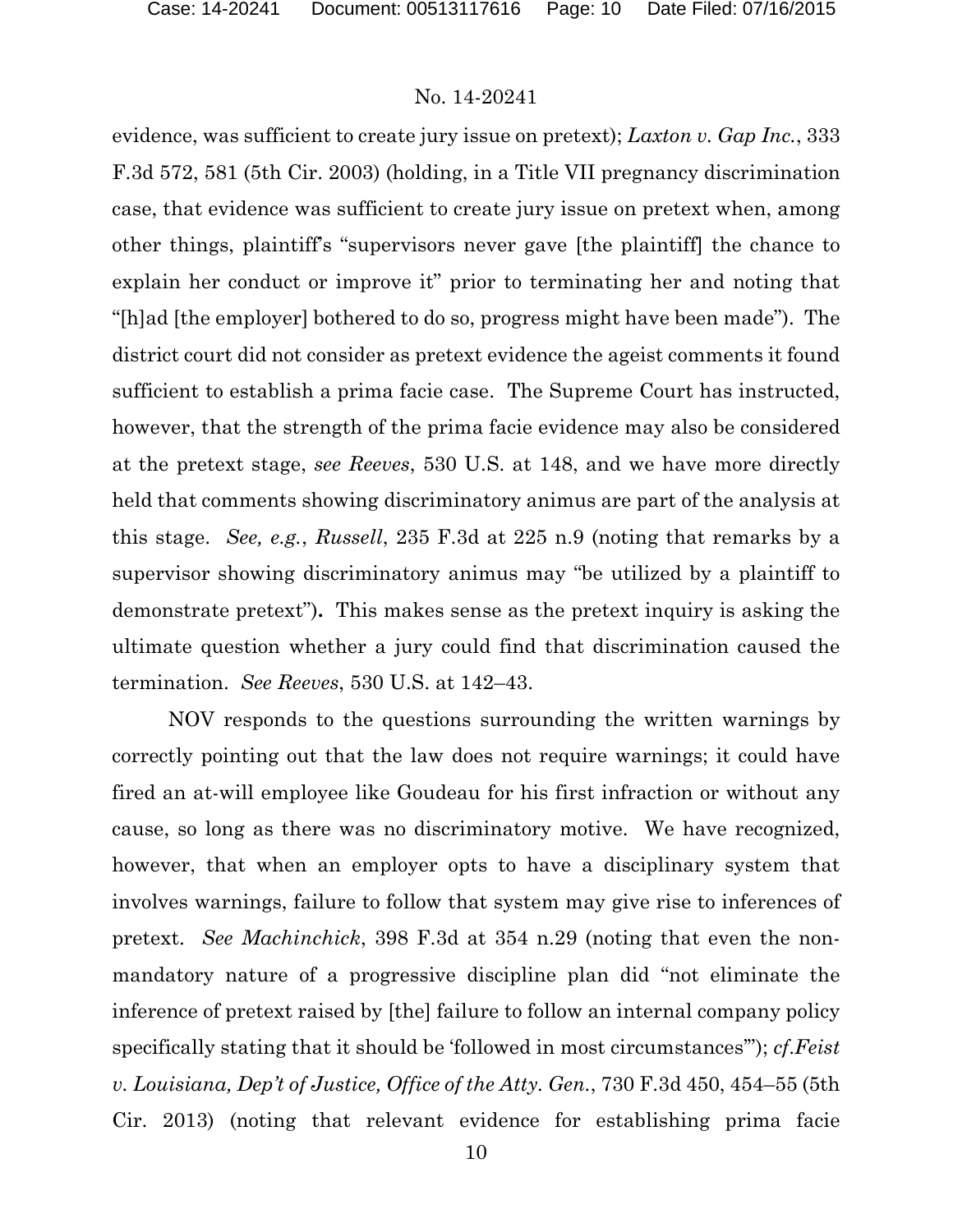evidence, was sufficient to create jury issue on pretext); *Laxton v. Gap Inc.*, 333 F.3d 572, 581 (5th Cir. 2003) (holding, in a Title VII pregnancy discrimination case, that evidence was sufficient to create jury issue on pretext when, among other things, plaintiff's "supervisors never gave [the plaintiff] the chance to explain her conduct or improve it" prior to terminating her and noting that "[h]ad [the employer] bothered to do so, progress might have been made"). The district court did not consider as pretext evidence the ageist comments it found sufficient to establish a prima facie case. The Supreme Court has instructed, however, that the strength of the prima facie evidence may also be considered at the pretext stage, *see Reeves*, 530 U.S. at 148, and we have more directly held that comments showing discriminatory animus are part of the analysis at this stage. *See, e.g.*, *Russell*, 235 F.3d at 225 n.9 (noting that remarks by a supervisor showing discriminatory animus may "be utilized by a plaintiff to demonstrate pretext"). This makes sense as the pretext inquiry is asking the ultimate question whether a jury could find that discrimination caused the termination. *See Reeves*, 530 U.S. at 142–43.

NOV responds to the questions surrounding the written warnings by correctly pointing out that the law does not require warnings; it could have fired an at-will employee like Goudeau for his first infraction or without any cause, so long as there was no discriminatory motive. We have recognized, however, that when an employer opts to have a disciplinary system that involves warnings, failure to follow that system may give rise to inferences of pretext. *See Machinchick*, 398 F.3d at 354 n.29 (noting that even the non-mandatory nature of a progressive discipline plan did "not eliminate the inference of pretext raised by [the] failure to follow an internal company policy specifically stating that it should be 'followed in most circumstances'"); *cf.Feist v. Louisiana, Dep't of Justice, Office of the Atty. Gen.*, 730 F.3d 450, 454–55 (5th Cir. 2013) (noting that relevant evidence for establishing prima facie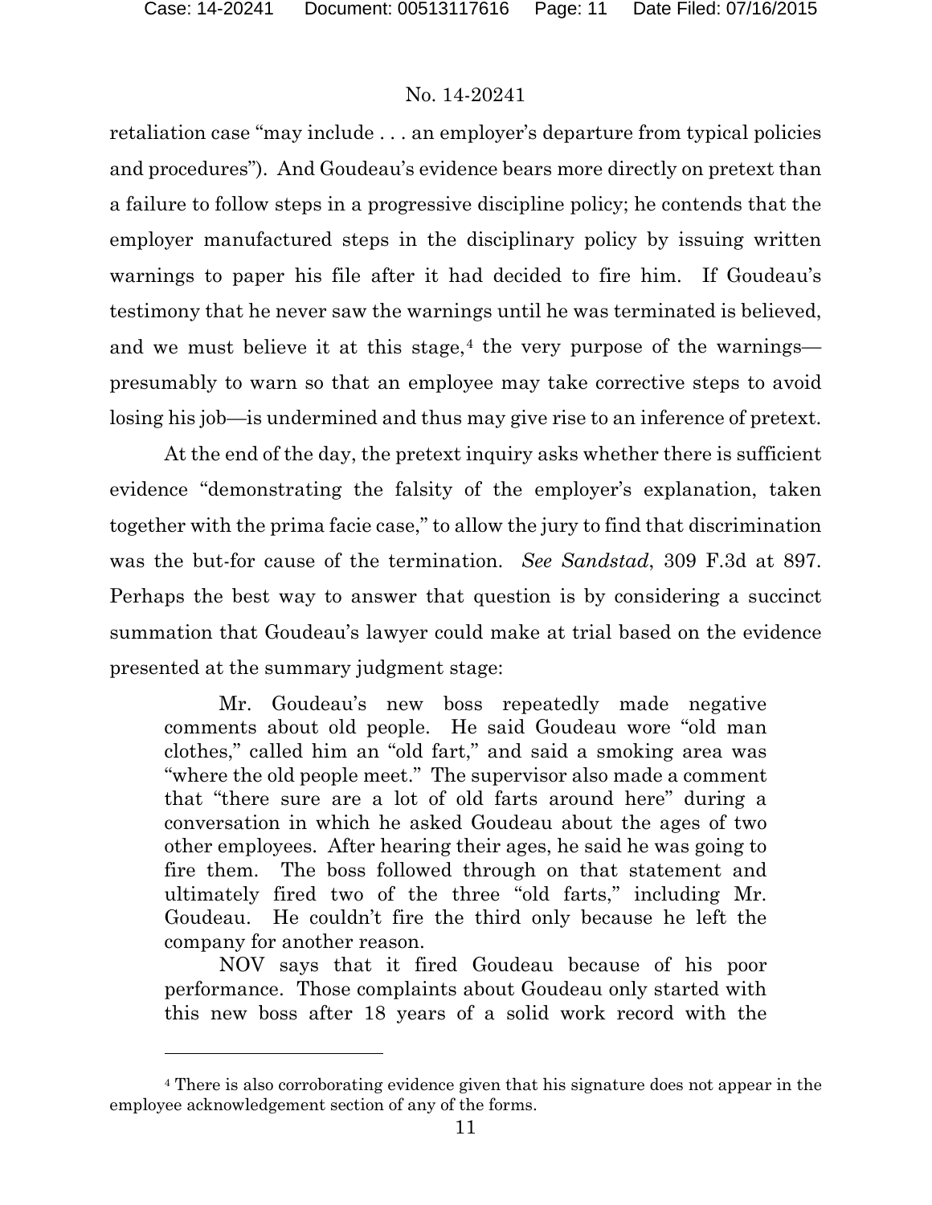retaliation case "may include . . . an employer's departure from typical policies and procedures"). And Goudeau's evidence bears more directly on pretext than a failure to follow steps in a progressive discipline policy; he contends that the employer manufactured steps in the disciplinary policy by issuing written warnings to paper his file after it had decided to fire him. If Goudeau's testimony that he never saw the warnings until he was terminated is believed, and we must believe it at this stage,[4] the very purpose of the warnings—presumably to warn so that an employee may take corrective steps to avoid losing his job—is undermined and thus may give rise to an inference of pretext.

At the end of the day, the pretext inquiry asks whether there is sufficient evidence "demonstrating the falsity of the employer's explanation, taken together with the prima facie case," to allow the jury to find that discrimination was the but-for cause of the termination. *See Sandstad*, 309 F.3d at 897. Perhaps the best way to answer that question is by considering a succinct summation that Goudeau's lawyer could make at trial based on the evidence presented at the summary judgment stage:

> Mr. Goudeau's new boss repeatedly made negative comments about old people. He said Goudeau wore "old man clothes," called him an "old fart," and said a smoking area was "where the old people meet." The supervisor also made a comment that "there sure are a lot of old farts around here" during a conversation in which he asked Goudeau about the ages of two other employees. After hearing their ages, he said he was going to fire them. The boss followed through on that statement and ultimately fired two of the three "old farts," including Mr. Goudeau. He couldn't fire the third only because he left the company for another reason.
>
> NOV says that it fired Goudeau because of his poor performance. Those complaints about Goudeau only started with this new boss after 18 years of a solid work record with the

[4] There is also corroborating evidence given that his signature does not appear in the employee acknowledgement section of any of the forms.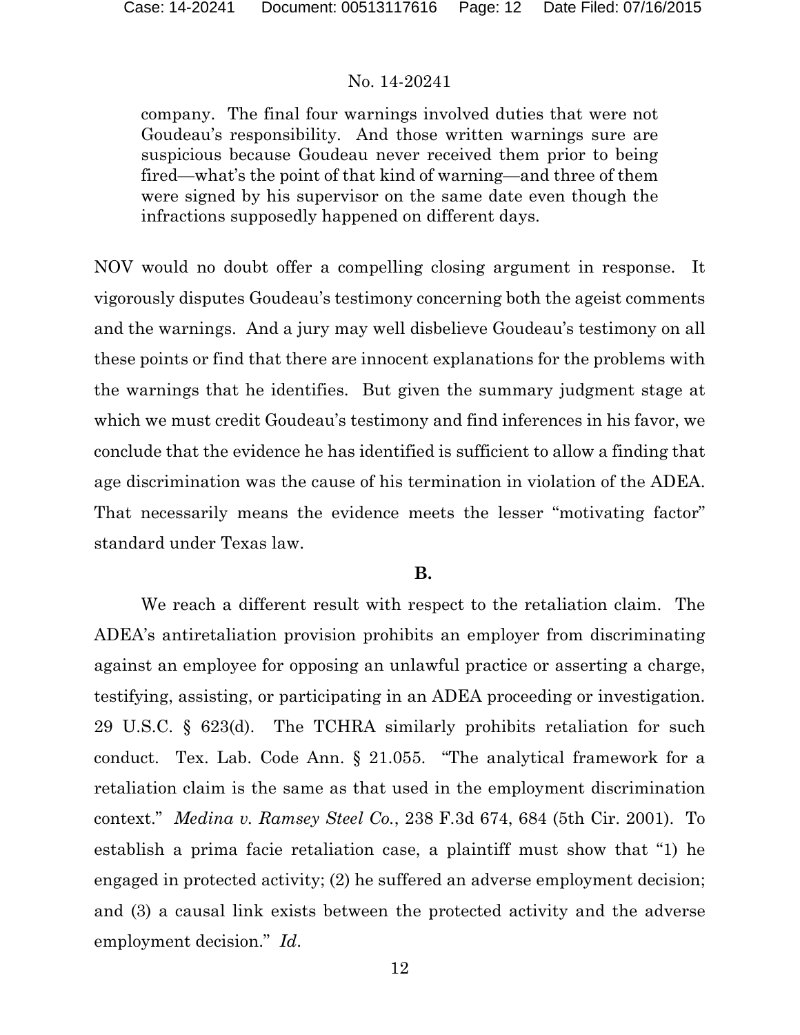> company. The final four warnings involved duties that were not Goudeau's responsibility. And those written warnings sure are suspicious because Goudeau never received them prior to being fired—what's the point of that kind of warning—and three of them were signed by his supervisor on the same date even though the infractions supposedly happened on different days.

NOV would no doubt offer a compelling closing argument in response. It vigorously disputes Goudeau's testimony concerning both the ageist comments and the warnings. And a jury may well disbelieve Goudeau's testimony on all these points or find that there are innocent explanations for the problems with the warnings that he identifies. But given the summary judgment stage at which we must credit Goudeau's testimony and find inferences in his favor, we conclude that the evidence he has identified is sufficient to allow a finding that age discrimination was the cause of his termination in violation of the ADEA. That necessarily means the evidence meets the lesser "motivating factor" standard under Texas law.

**B.**

We reach a different result with respect to the retaliation claim. The ADEA's antiretaliation provision prohibits an employer from discriminating against an employee for opposing an unlawful practice or asserting a charge, testifying, assisting, or participating in an ADEA proceeding or investigation. 29 U.S.C. § 623(d). The TCHRA similarly prohibits retaliation for such conduct. Tex. Lab. Code Ann. § 21.055. "The analytical framework for a retaliation claim is the same as that used in the employment discrimination context." *Medina v. Ramsey Steel Co.*, 238 F.3d 674, 684 (5th Cir. 2001). To establish a prima facie retaliation case, a plaintiff must show that "1) he engaged in protected activity; (2) he suffered an adverse employment decision; and (3) a causal link exists between the protected activity and the adverse employment decision." *Id.*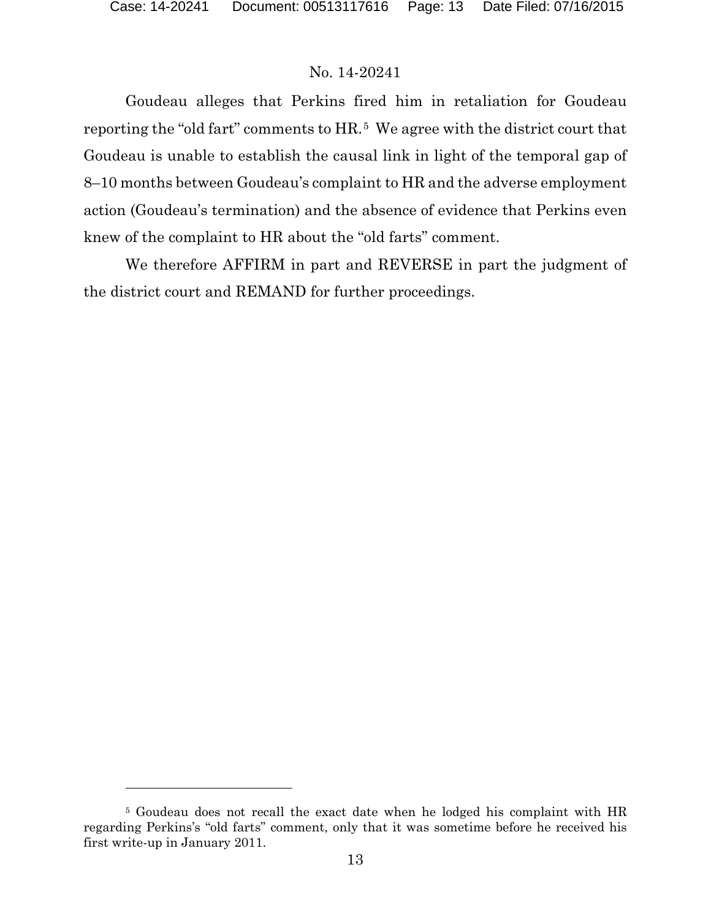Goudeau alleges that Perkins fired him in retaliation for Goudeau reporting the "old fart" comments to HR.[5] We agree with the district court that Goudeau is unable to establish the causal link in light of the temporal gap of 8–10 months between Goudeau's complaint to HR and the adverse employment action (Goudeau's termination) and the absence of evidence that Perkins even knew of the complaint to HR about the "old farts" comment.

We therefore AFFIRM in part and REVERSE in part the judgment of the district court and REMAND for further proceedings.

---

[5] Goudeau does not recall the exact date when he lodged his complaint with HR regarding Perkins's "old farts" comment, only that it was sometime before he received his first write-up in January 2011.